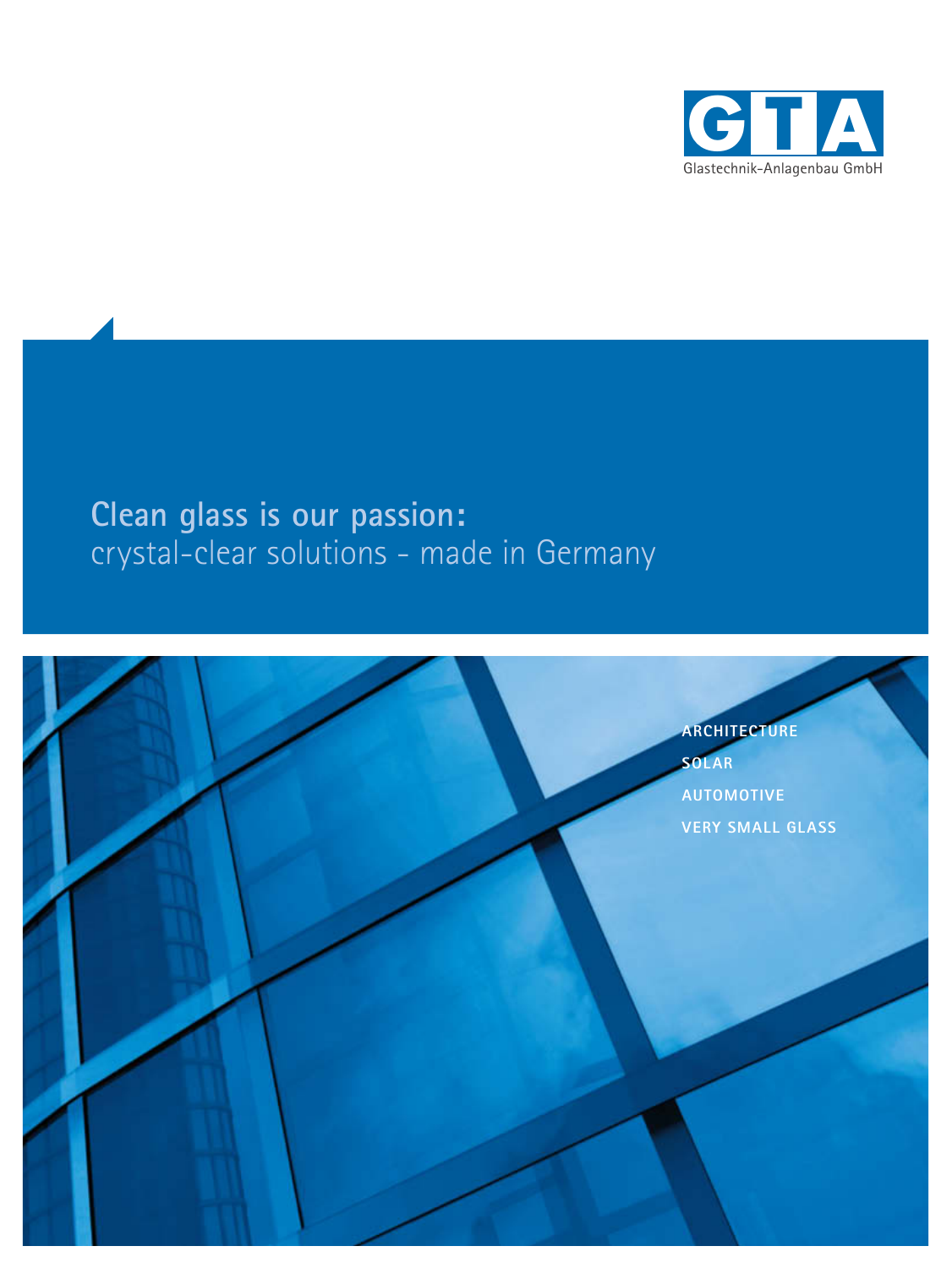GTA

Glastechnik-Anlagenbau GmbH

# Clean glass is our passion:

crystal-clear solutions - made in Germany

ARCHITECTURE

SOLAR

AUTOMOTIVE

VERY SMALL GLASS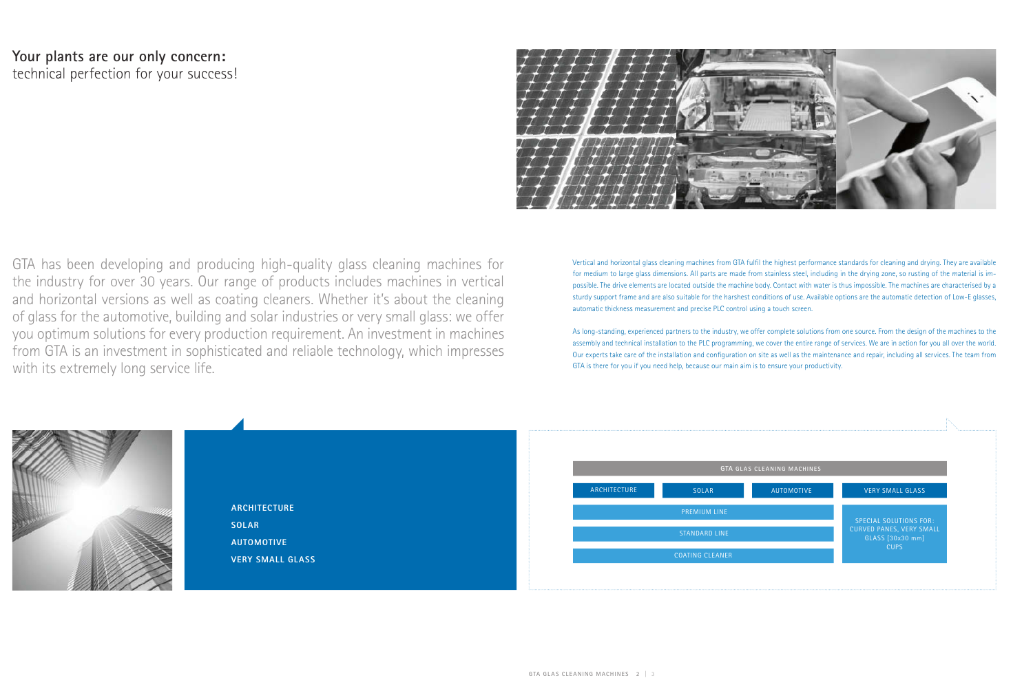**Your plants are our only concern:**
technical perfection for your success!

GTA has been developing and producing high-quality glass cleaning machines for the industry for over 30 years. Our range of products includes machines in vertical and horizontal versions as well as coating cleaners. Whether it's about the cleaning of glass for the automotive, building and solar industries or very small glass: we offer you optimum solutions for every production requirement. An investment in machines from GTA is an investment in sophisticated and reliable technology, which impresses with its extremely long service life.

Vertical and horizontal glass cleaning machines from GTA fulfil the highest performance standards for cleaning and drying. They are available for medium to large glass dimensions. All parts are made from stainless steel, including in the drying zone, so rusting of the material is impossible. The drive elements are located outside the machine body. Contact with water is thus impossible. The machines are characterised by a sturdy support frame and are also suitable for the harshest conditions of use. Available options are the automatic detection of Low-E glasses, automatic thickness measurement and precise PLC control using a touch screen.

As long-standing, experienced partners to the industry, we offer complete solutions from one source. From the design of the machines to the assembly and technical installation to the PLC programming, we cover the entire range of services. We are in action for you all over the world. Our experts take care of the installation and configuration on site as well as the maintenance and repair, including all services. The team from GTA is there for you if you need help, because our main aim is to ensure your productivity.

**ARCHITECTURE**
**SOLAR**
**AUTOMOTIVE**
**VERY SMALL GLASS**

| GTA GLAS CLEANING MACHINES | | | |
|---|---|---|---|
| ARCHITECTURE | SOLAR | AUTOMOTIVE | VERY SMALL GLASS |
| PREMIUM LINE | | | SPECIAL SOLUTIONS FOR: CURVED PANES, VERY SMALL GLASS [30x30 mm] CUPS |
| STANDARD LINE | | | |
| COATING CLEANER | | | |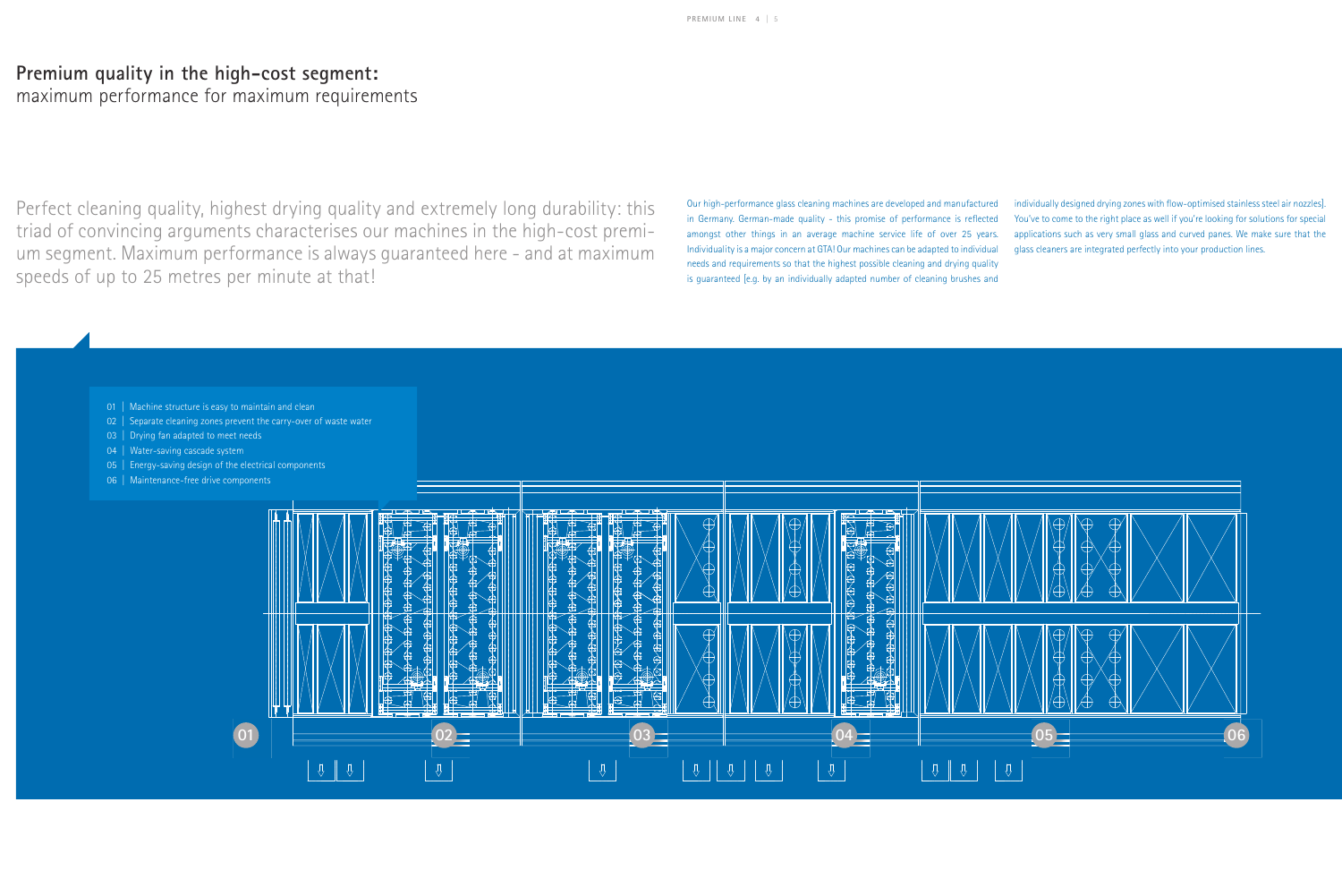## Premium quality in the high-cost segment:
maximum performance for maximum requirements

Perfect cleaning quality, highest drying quality and extremely long durability: this triad of convincing arguments characterises our machines in the high-cost premium segment. Maximum performance is always guaranteed here - and at maximum speeds of up to 25 metres per minute at that!

Our high-performance glass cleaning machines are developed and manufactured in Germany. German-made quality - this promise of performance is reflected amongst other things in an average machine service life of over 25 years. Individuality is a major concern at GTA! Our machines can be adapted to individual needs and requirements so that the highest possible cleaning and drying quality is guaranteed (e.g. by an individually adapted number of cleaning brushes and individually designed drying zones with flow-optimised stainless steel air nozzles). You've to come to the right place as well if you're looking for solutions for special applications such as very small glass and curved panes. We make sure that the glass cleaners are integrated perfectly into your production lines.

01 | Machine structure is easy to maintain and clean
02 | Separate cleaning zones prevent the carry-over of waste water
03 | Drying fan adapted to meet needs
04 | Water-saving cascade system
05 | Energy-saving design of the electrical components
06 | Maintenance-free drive components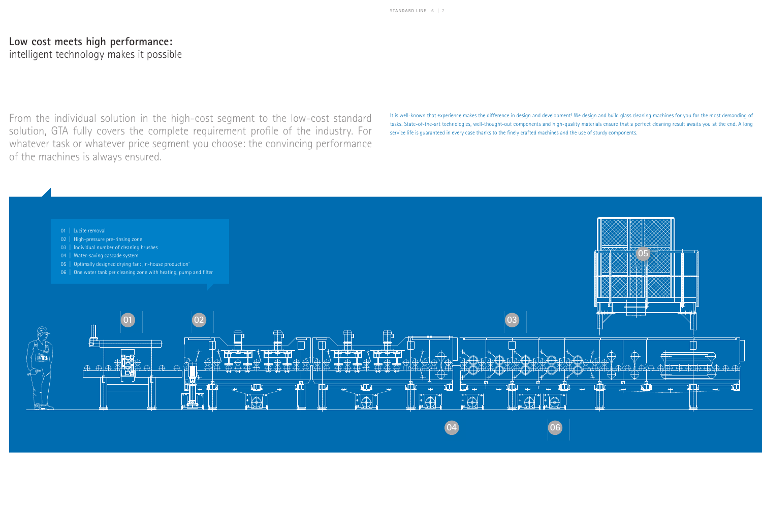## **Low cost meets high performance:**
intelligent technology makes it possible

From the individual solution in the high-cost segment to the low-cost standard solution, GTA fully covers the complete requirement profile of the industry. For whatever task or whatever price segment you choose: the convincing performance of the machines is always ensured.

It is well-known that experience makes the difference in design and development! We design and build glass cleaning machines for you for the most demanding of tasks. State-of-the-art technologies, well-thought-out components and high-quality materials ensure that a perfect cleaning result awaits you at the end. A long service life is guaranteed in every case thanks to the finely crafted machines and the use of sturdy components.

01 | Lucite removal
02 | High-pressure pre-rinsing zone
03 | Individual number of cleaning brushes
04 | Water-saving cascade system
05 | Optimally designed drying fan: ‚in-house production'
06 | One water tank per cleaning zone with heating, pump and filter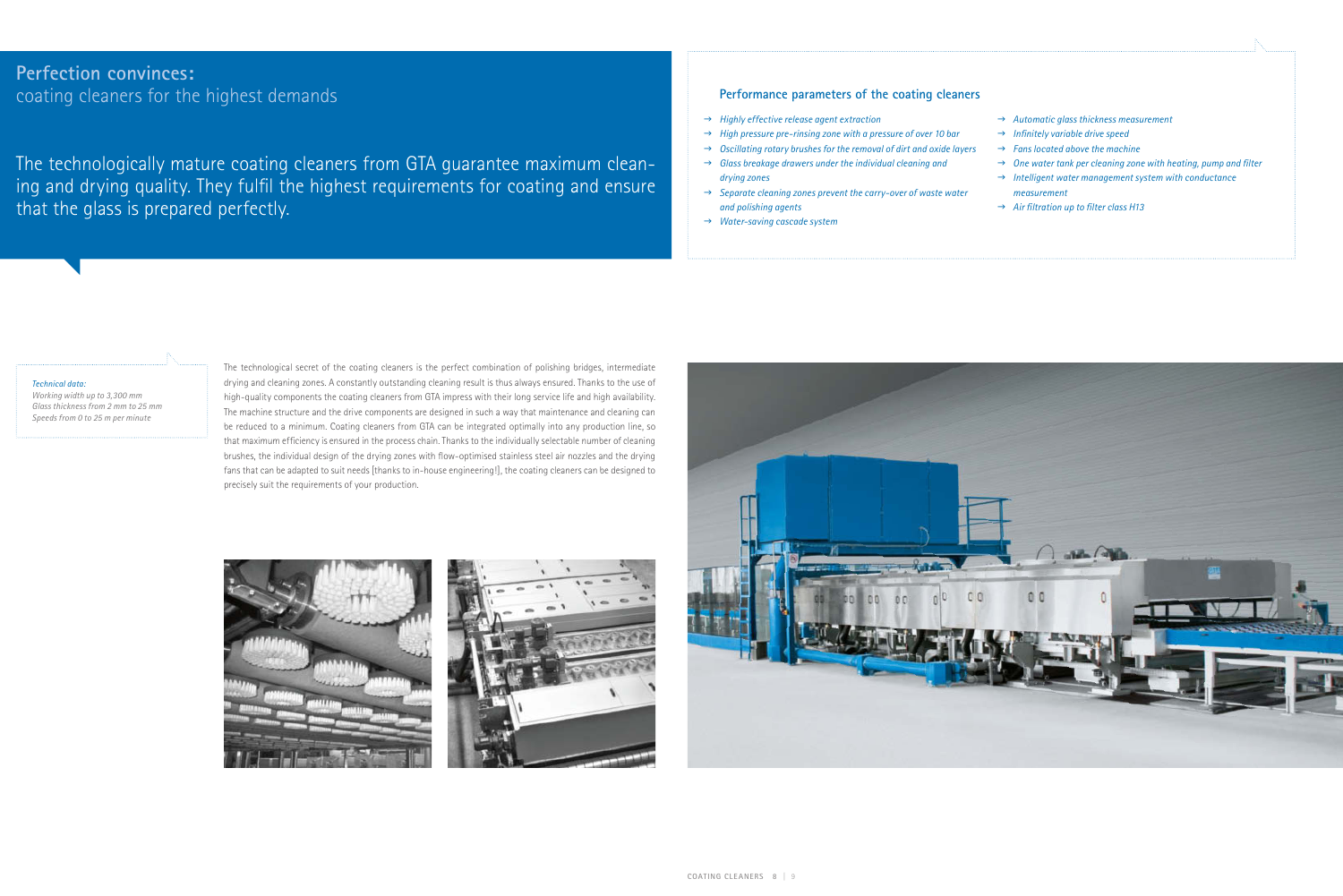# Perfection convinces:
## coating cleaners for the highest demands

The technologically mature coating cleaners from GTA guarantee maximum cleaning and drying quality. They fulfil the highest requirements for coating and ensure that the glass is prepared perfectly.

### Performance parameters of the coating cleaners

- *Highly effective release agent extraction*
- *High pressure pre-rinsing zone with a pressure of over 10 bar*
- *Oscillating rotary brushes for the removal of dirt and oxide layers*
- *Glass breakage drawers under the individual cleaning and drying zones*
- *Separate cleaning zones prevent the carry-over of waste water and polishing agents*
- *Water-saving cascade system*
- *Automatic glass thickness measurement*
- *Infinitely variable drive speed*
- *Fans located above the machine*
- *One water tank per cleaning zone with heating, pump and filter*
- *Intelligent water management system with conductance measurement*
- *Air filtration up to filter class H13*

*Technical data:*
*Working width up to 3,300 mm*
*Glass thickness from 2 mm to 25 mm*
*Speeds from 0 to 25 m per minute*

The technological secret of the coating cleaners is the perfect combination of polishing bridges, intermediate drying and cleaning zones. A constantly outstanding cleaning result is thus always ensured. Thanks to the use of high-quality components the coating cleaners from GTA impress with their long service life and high availability. The machine structure and the drive components are designed in such a way that maintenance and cleaning can be reduced to a minimum. Coating cleaners from GTA can be integrated optimally into any production line, so that maximum efficiency is ensured in the process chain. Thanks to the individually selectable number of cleaning brushes, the individual design of the drying zones with flow-optimised stainless steel air nozzles and the drying fans that can be adapted to suit needs [thanks to in-house engineering!], the coating cleaners can be designed to precisely suit the requirements of your production.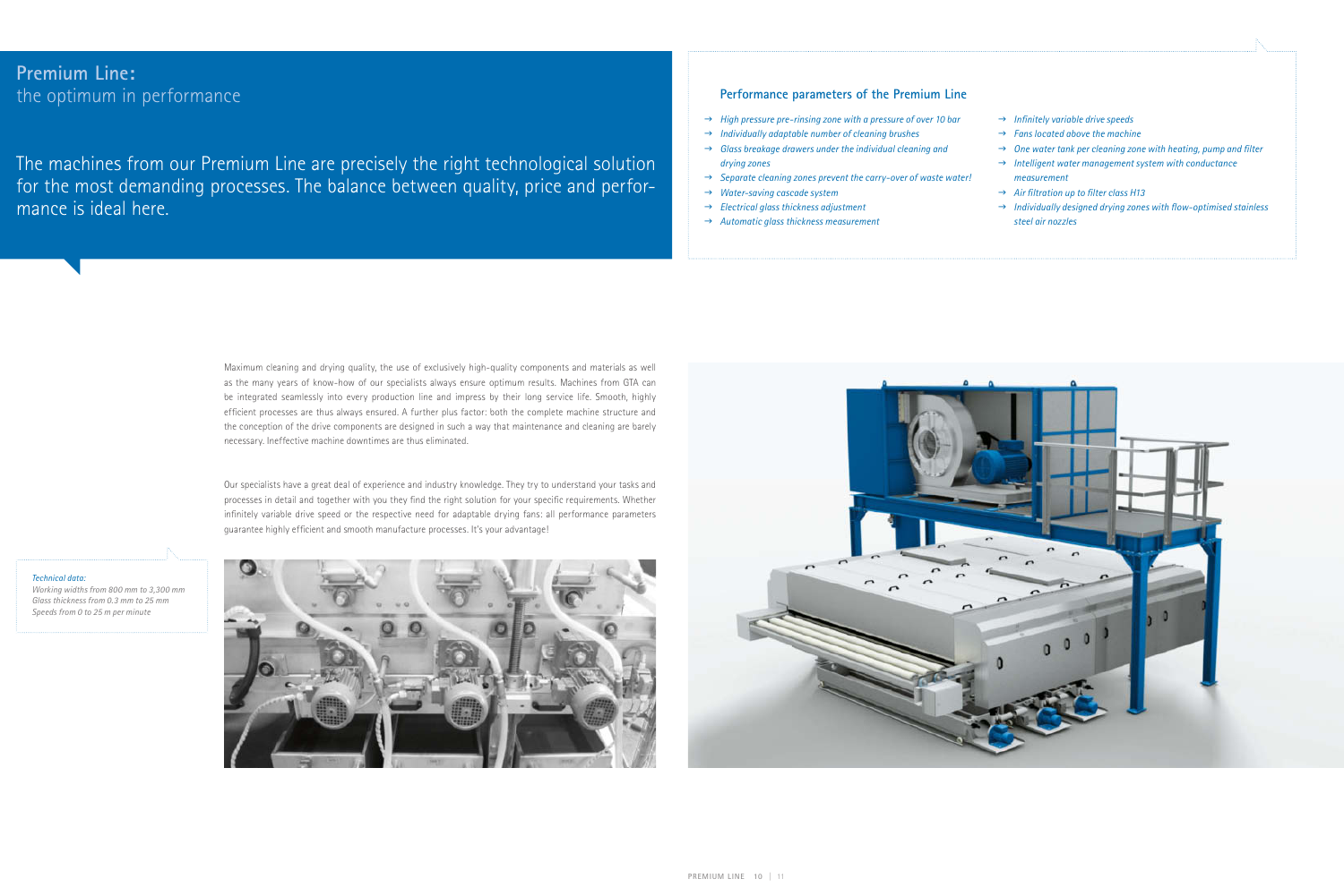## Premium Line:
the optimum in performance

The machines from our Premium Line are precisely the right technological solution for the most demanding processes. The balance between quality, price and performance is ideal here.

### Performance parameters of the Premium Line

- *High pressure pre-rinsing zone with a pressure of over 10 bar*
- *Individually adaptable number of cleaning brushes*
- *Glass breakage drawers under the individual cleaning and drying zones*
- *Separate cleaning zones prevent the carry-over of waste water!*
- *Water-saving cascade system*
- *Electrical glass thickness adjustment*
- *Automatic glass thickness measurement*
- *Infinitely variable drive speeds*
- *Fans located above the machine*
- *One water tank per cleaning zone with heating, pump and filter*
- *Intelligent water management system with conductance measurement*
- *Air filtration up to filter class H13*
- *Individually designed drying zones with flow-optimised stainless steel air nozzles*

Maximum cleaning and drying quality, the use of exclusively high-quality components and materials as well as the many years of know-how of our specialists always ensure optimum results. Machines from GTA can be integrated seamlessly into every production line and impress by their long service life. Smooth, highly efficient processes are thus always ensured. A further plus factor: both the complete machine structure and the conception of the drive components are designed in such a way that maintenance and cleaning are barely necessary. Ineffective machine downtimes are thus eliminated.

Our specialists have a great deal of experience and industry knowledge. They try to understand your tasks and processes in detail and together with you they find the right solution for your specific requirements. Whether infinitely variable drive speed or the respective need for adaptable drying fans: all performance parameters guarantee highly efficient and smooth manufacture processes. It's your advantage!

*Technical data:*
*Working widths from 800 mm to 3,300 mm*
*Glass thickness from 0.3 mm to 25 mm*
*Speeds from 0 to 25 m per minute*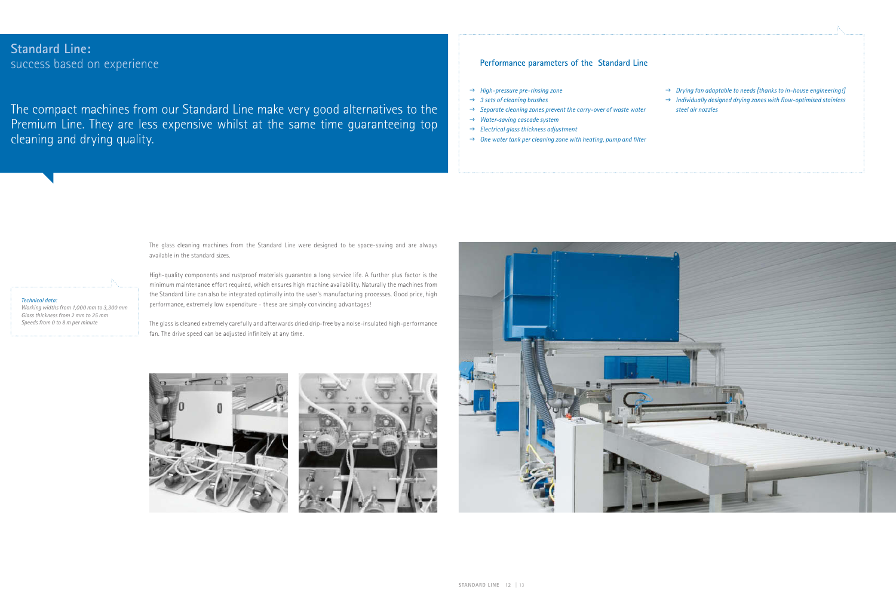# Standard Line: success based on experience

The compact machines from our Standard Line make very good alternatives to the Premium Line. They are less expensive whilst at the same time guaranteeing top cleaning and drying quality.

## Performance parameters of the Standard Line

- *High-pressure pre-rinsing zone*
- *3 sets of cleaning brushes*
- *Separate cleaning zones prevent the carry-over of waste water*
- *Water-saving cascade system*
- *Electrical glass thickness adjustment*
- *One water tank per cleaning zone with heating, pump and filter*
- *Drying fan adaptable to needs [thanks to in-house engineering!]*
- *Individually designed drying zones with flow-optimised stainless steel air nozzles*

*Technical data:*
*Working widths from 1,000 mm to 3,300 mm*
*Glass thickness from 2 mm to 25 mm*
*Speeds from 0 to 8 m per minute*

The glass cleaning machines from the Standard Line were designed to be space-saving and are always available in the standard sizes.

High-quality components and rustproof materials guarantee a long service life. A further plus factor is the minimum maintenance effort required, which ensures high machine availability. Naturally the machines from the Standard Line can also be integrated optimally into the user's manufacturing processes. Good price, high performance, extremely low expenditure - these are simply convincing advantages!

The glass is cleaned extremely carefully and afterwards dried drip-free by a noise-insulated high-performance fan. The drive speed can be adjusted infinitely at any time.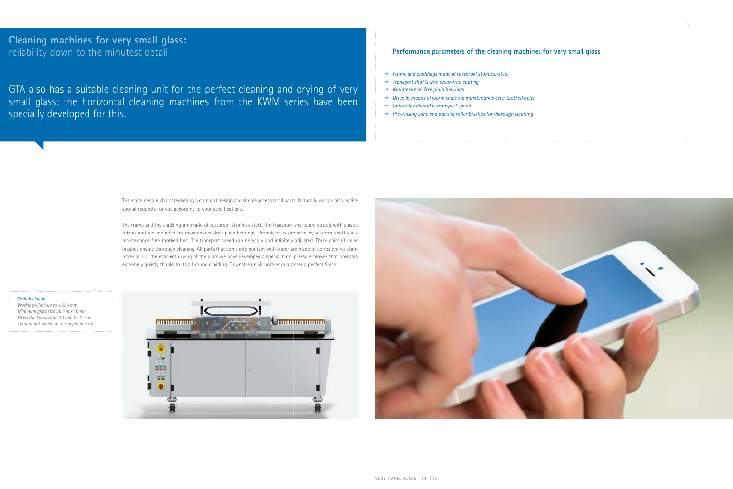# Cleaning machines for very small glass:
## reliability down to the minutest detail

GTA also has a suitable cleaning unit for the perfect cleaning and drying of very small glass: the horizontal cleaning machines from the KWM series have been specially developed for this.

### Performance parameters of the cleaning machines for very small glass

- → *Frame and claddings made of rustproof stainless steel*
- → *Transport shafts with wear-free coating*
- → *Maintenance-free plain bearings*
- → *Drive by means of worm shaft via maintenance-free toothed belts*
- → *Infinitely adjustable transport speed*
- → *Pre-rinsing zone and pairs of roller brushes for thorough cleaning*

The machines are characterised by a compact design and simple access to all parts. Naturally we can also realise special requests for you according to your specifications.

The frame and the cladding are made of rustproof stainless steel. The transport shafts are coated with plastic tubing and are mounted on maintenance-free plain bearings. Propulsion is provided by a worm shaft via a maintenance-free toothed belt. The transport speed can be easily and infinitely adjusted. Three pairs of roller brushes ensure thorough cleaning. All parts that come into contact with water are made of corrosion-resistant material. For the efficient drying of the glass we have developed a special high-pressure blower that operates extremely quietly thanks to its all-round cladding. Downstream air nozzles guarantee a perfect finish.

*Technical data:*
*Working width up to 1,000 mm*
*Minimum glass size 36 mm x 10 mm*
*Glass thickness from 0.1 mm to 12 mm*
*Throughput speed up to 5 m per minute*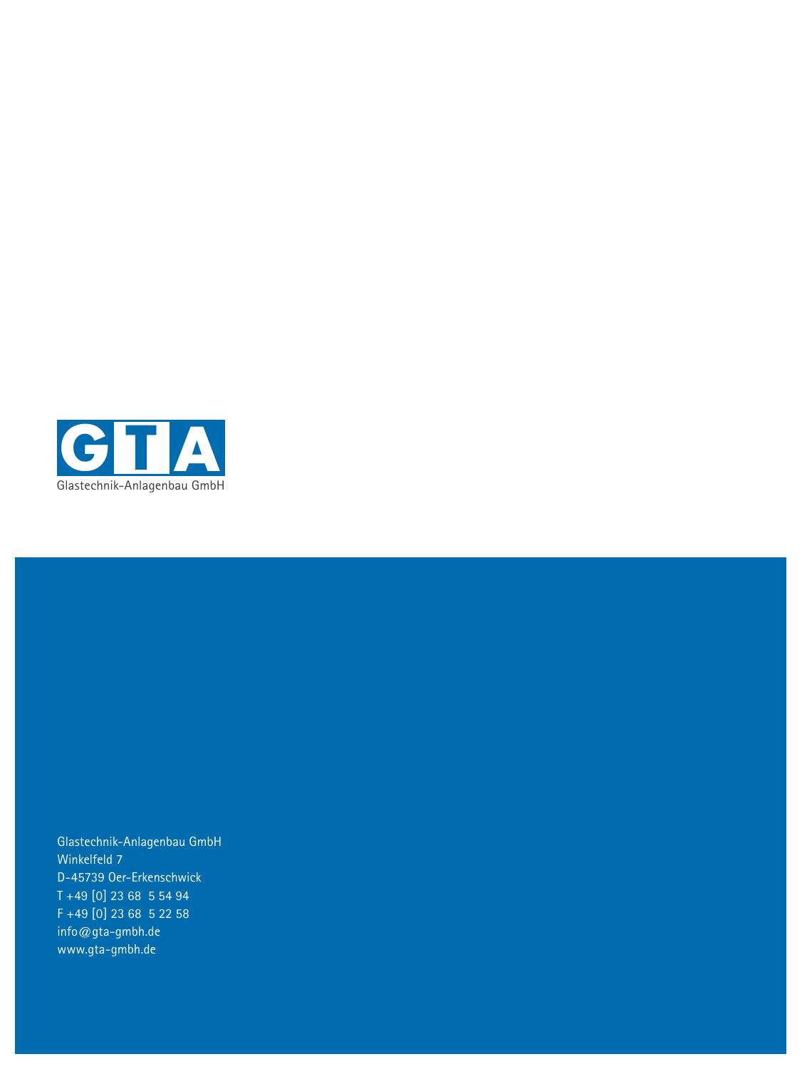GTA

Glastechnik-Anlagenbau GmbH

Glastechnik-Anlagenbau GmbH
Winkelfeld 7
D-45739 Oer-Erkenschwick
T +49 [0] 23 68 5 54 94
F +49 [0] 23 68 5 22 58
info@gta-gmbh.de
www.gta-gmbh.de